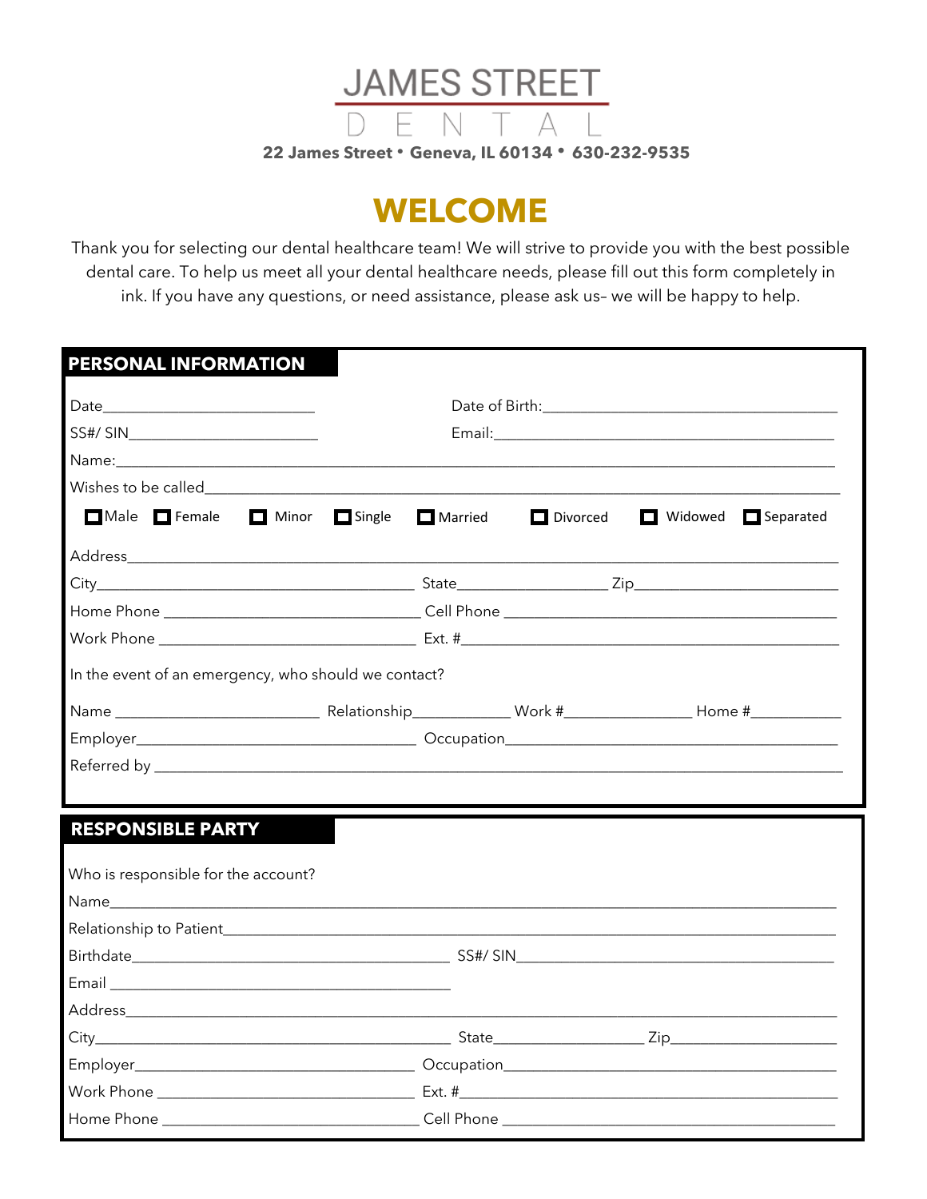# JAMES STREET DENTAL

22 James Street • Geneva, IL 60134 • 630-232-9535

## WELCOME

Thank you for selecting our dental healthcare team! We will strive to provide you with the best possible dental care. To help us meet all your dental healthcare needs, please fill out this form completely in ink. If you have any questions, or need assistance, please ask us– we will be happy to help.

## PERSONAL INFORMATION

Date___________________________ Date of Birth:_______________________________________

SS#/ SIN________________________ Email:____________________________________________

Name:____________________________________________________________________________

Wishes to be called_______________________________________________________________

☐ Male ☐ Female ☐ Minor ☐ Single ☐ Married ☐ Divorced ☐ Widowed ☐ Separated

Address__________________________________________________________________________

City_______________________________________ State__________________ Zip_________________________

Home Phone ________________________________ Cell Phone ________________________________________

Work Phone ________________________________ Ext. #_____________________________________________

In the event of an emergency, who should we contact?

Name __________________________ Relationship____________ Work #________________ Home #___________

Employer___________________________________ Occupation_________________________________________

Referred by _______________________________________________________________________________

## RESPONSIBLE PARTY

Who is responsible for the account?

Name_____________________________________________________________________________________

Relationship to Patient_____________________________________________________________________

Birthdate_________________________________________ SS#/ SIN__________________________________

Email ____________________________________________

Address___________________________________________________________________________________

City_____________________________________________ State___________________ Zip_____________________

Employer___________________________________ Occupation_________________________________________

Work Phone ________________________________ Ext. #_____________________________________________

Home Phone ________________________________ Cell Phone ________________________________________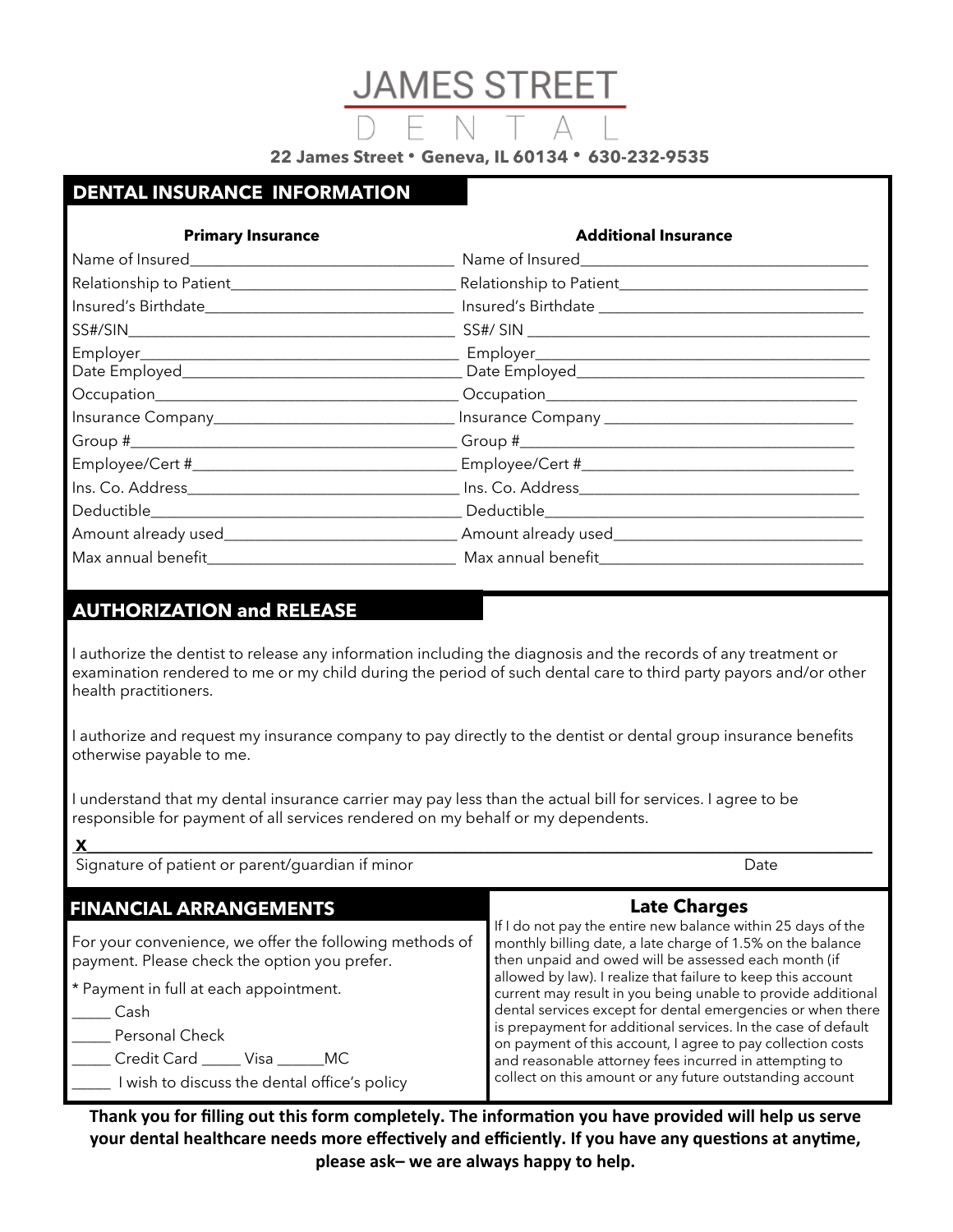# JAMES STREET DENTAL

22 James Street • Geneva, IL 60134 • 630-232-9535

## DENTAL INSURANCE INFORMATION

| **Primary Insurance** | **Additional Insurance** |
|---|---|
| Name of Insured________________ | Name of Insured________________ |
| Relationship to Patient________________ | Relationship to Patient________________ |
| Insured's Birthdate________________ | Insured's Birthdate ________________ |
| SS#/SIN________________ | SS#/ SIN ________________ |
| Employer________________ | Employer________________ |
| Date Employed________________ | Date Employed________________ |
| Occupation________________ | Occupation________________ |
| Insurance Company________________ | Insurance Company ________________ |
| Group #________________ | Group #________________ |
| Employee/Cert #________________ | Employee/Cert #________________ |
| Ins. Co. Address________________ | Ins. Co. Address________________ |
| Deductible________________ | Deductible________________ |
| Amount already used________________ | Amount already used________________ |
| Max annual benefit________________ | Max annual benefit________________ |

## AUTHORIZATION and RELEASE

I authorize the dentist to release any information including the diagnosis and the records of any treatment or examination rendered to me or my child during the period of such dental care to third party payors and/or other health practitioners.

I authorize and request my insurance company to pay directly to the dentist or dental group insurance benefits otherwise payable to me.

I understand that my dental insurance carrier may pay less than the actual bill for services. I agree to be responsible for payment of all services rendered on my behalf or my dependents.

X________________________________________________

Signature of patient or parent/guardian if minor Date

## FINANCIAL ARRANGEMENTS

For your convenience, we offer the following methods of payment. Please check the option you prefer.

* Payment in full at each appointment.

_____ Cash

_____ Personal Check

_____ Credit Card _____ Visa ______MC

_____ I wish to discuss the dental office's policy

### Late Charges

If I do not pay the entire new balance within 25 days of the monthly billing date, a late charge of 1.5% on the balance then unpaid and owed will be assessed each month (if allowed by law). I realize that failure to keep this account current may result in you being unable to provide additional dental services except for dental emergencies or when there is prepayment for additional services. In the case of default on payment of this account, I agree to pay collection costs and reasonable attorney fees incurred in attempting to collect on this amount or any future outstanding account

**Thank you for filling out this form completely. The information you have provided will help us serve your dental healthcare needs more effectively and efficiently. If you have any questions at anytime, please ask– we are always happy to help.**